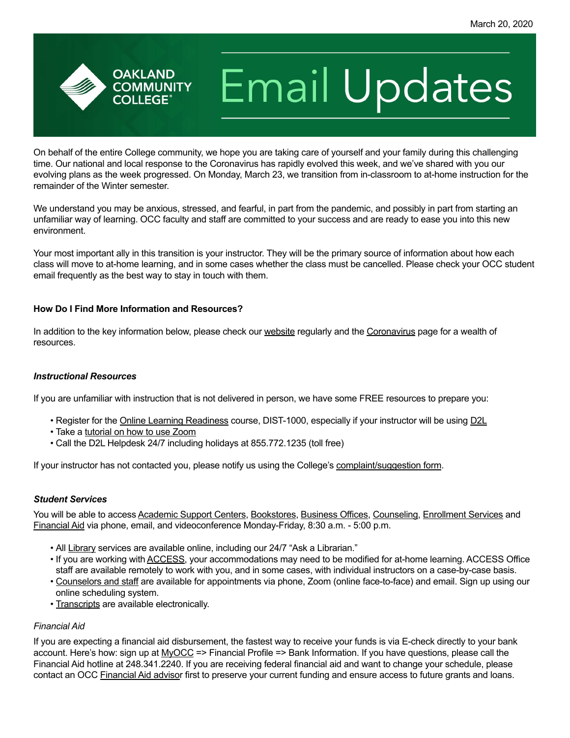March 20, 2020

# Oakland Community College Email Updates

On behalf of the entire College community, we hope you are taking care of yourself and your family during this challenging time. Our national and local response to the Coronavirus has rapidly evolved this week, and we've shared with you our evolving plans as the week progressed. On Monday, March 23, we transition from in-classroom to at-home instruction for the remainder of the Winter semester.

We understand you may be anxious, stressed, and fearful, in part from the pandemic, and possibly in part from starting an unfamiliar way of learning. OCC faculty and staff are committed to your success and are ready to ease you into this new environment.

Your most important ally in this transition is your instructor. They will be the primary source of information about how each class will move to at-home learning, and in some cases whether the class must be cancelled. Please check your OCC student email frequently as the best way to stay in touch with them.

**How Do I Find More Information and Resources?**

In addition to the key information below, please check our website regularly and the Coronavirus page for a wealth of resources.

***Instructional Resources***

If you are unfamiliar with instruction that is not delivered in person, we have some FREE resources to prepare you:

- Register for the Online Learning Readiness course, DIST-1000, especially if your instructor will be using D2L
- Take a tutorial on how to use Zoom
- Call the D2L Helpdesk 24/7 including holidays at 855.772.1235 (toll free)

If your instructor has not contacted you, please notify us using the College's complaint/suggestion form.

***Student Services***

You will be able to access Academic Support Centers, Bookstores, Business Offices, Counseling, Enrollment Services and Financial Aid via phone, email, and videoconference Monday-Friday, 8:30 a.m. - 5:00 p.m.

- All Library services are available online, including our 24/7 "Ask a Librarian."
- If you are working with ACCESS, your accommodations may need to be modified for at-home learning. ACCESS Office staff are available remotely to work with you, and in some cases, with individual instructors on a case-by-case basis.
- Counselors and staff are available for appointments via phone, Zoom (online face-to-face) and email. Sign up using our online scheduling system.
- Transcripts are available electronically.

*Financial Aid*

If you are expecting a financial aid disbursement, the fastest way to receive your funds is via E-check directly to your bank account. Here's how: sign up at MyOCC => Financial Profile => Bank Information. If you have questions, please call the Financial Aid hotline at 248.341.2240. If you are receiving federal financial aid and want to change your schedule, please contact an OCC Financial Aid advisor first to preserve your current funding and ensure access to future grants and loans.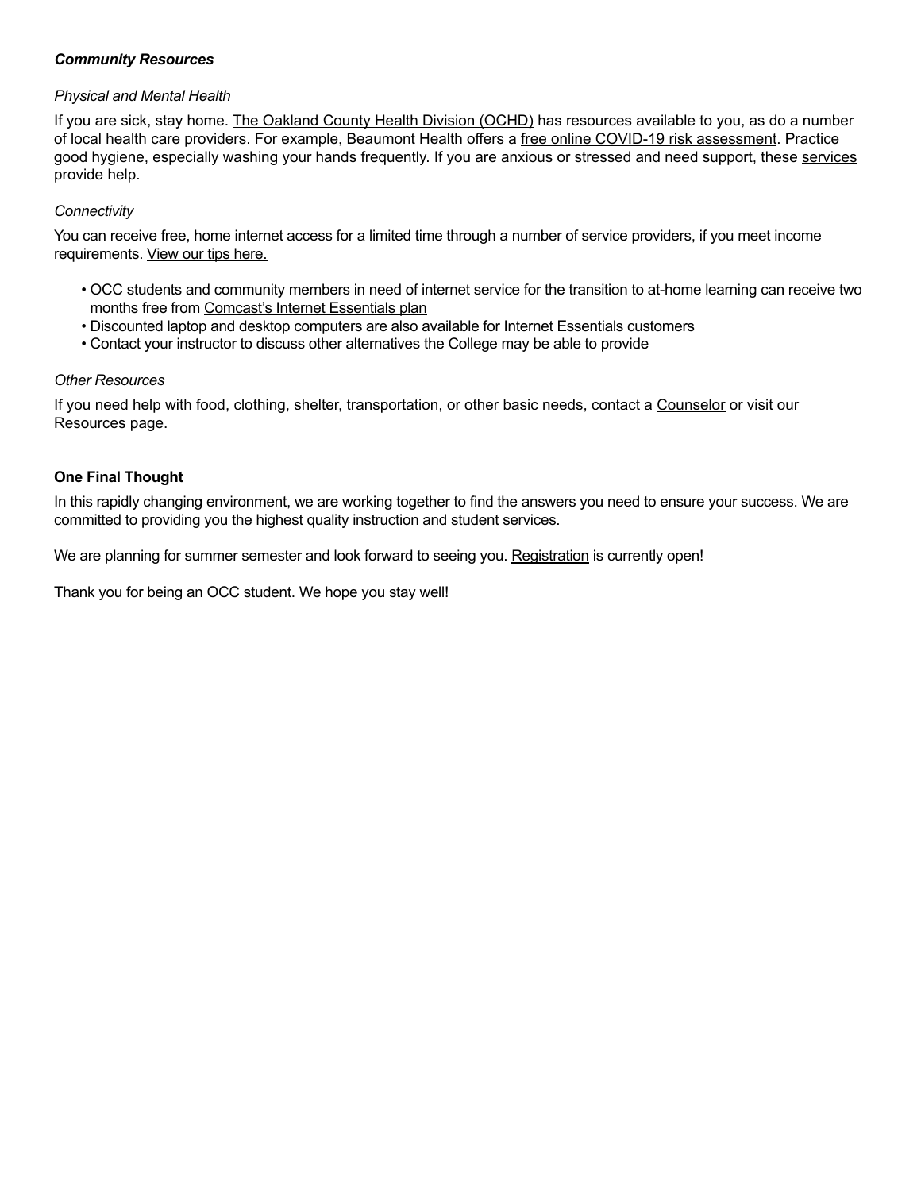***Community Resources***

*Physical and Mental Health*

If you are sick, stay home. The Oakland County Health Division (OCHD) has resources available to you, as do a number of local health care providers. For example, Beaumont Health offers a free online COVID-19 risk assessment. Practice good hygiene, especially washing your hands frequently. If you are anxious or stressed and need support, these services provide help.

*Connectivity*

You can receive free, home internet access for a limited time through a number of service providers, if you meet income requirements. View our tips here.

- OCC students and community members in need of internet service for the transition to at-home learning can receive two months free from Comcast's Internet Essentials plan
- Discounted laptop and desktop computers are also available for Internet Essentials customers
- Contact your instructor to discuss other alternatives the College may be able to provide

*Other Resources*

If you need help with food, clothing, shelter, transportation, or other basic needs, contact a Counselor or visit our Resources page.

**One Final Thought**

In this rapidly changing environment, we are working together to find the answers you need to ensure your success. We are committed to providing you the highest quality instruction and student services.

We are planning for summer semester and look forward to seeing you. Registration is currently open!

Thank you for being an OCC student. We hope you stay well!